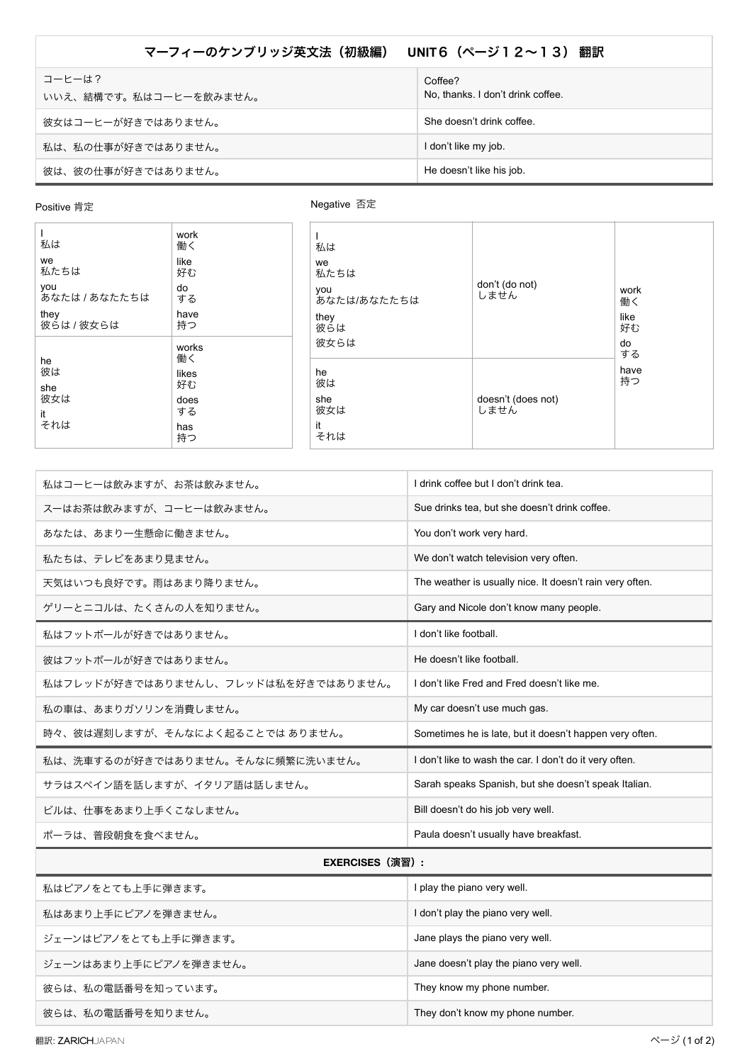# マーフィーのケンブリッジ英文法（初級編）　UNIT６（ページ１２〜１３） 翻訳

| | |
|---|---|
| コーヒーは？<br>いいえ、結構です。私はコーヒーを飲みません。 | Coffee?<br>No, thanks. I don't drink coffee. |
| 彼女はコーヒーが好きではありません。 | She doesn't drink coffee. |
| 私は、私の仕事が好きではありません。 | I don't like my job. |
| 彼は、彼の仕事が好きではありません。 | He doesn't like his job. |

Positive 肯定

| | |
|---|---|
| I 私は<br>we 私たちは<br>you あなたは / あなたたちは<br>they 彼らは / 彼女らは | work 働く<br>like 好む<br>do する<br>have 持つ |
| he 彼は<br>she 彼女は<br>it それは | works 働く<br>likes 好む<br>does する<br>has 持つ |

Negative 否定

| | | |
|---|---|---|
| I 私は<br>we 私たちは<br>you あなたは/あなたたちは<br>they 彼らは 彼女らは | don't (do not) しません | work 働く<br>like 好む<br>do する<br>have 持つ |
| he 彼は<br>she 彼女は<br>it それは | doesn't (does not) しません | |

| | |
|---|---|
| 私はコーヒーは飲みますが、お茶は飲みません。 | I drink coffee but I don't drink tea. |
| スーはお茶は飲みますが、コーヒーは飲みません。 | Sue drinks tea, but she doesn't drink coffee. |
| あなたは、あまり一生懸命に働きません。 | You don't work very hard. |
| 私たちは、テレビをあまり見ません。 | We don't watch television very often. |
| 天気はいつも良好です。雨はあまり降りません。 | The weather is usually nice. It doesn't rain very often. |
| ゲリーとニコルは、たくさんの人を知りません。 | Gary and Nicole don't know many people. |
| 私はフットボールが好きではありません。 | I don't like football. |
| 彼はフットボールが好きではありません。 | He doesn't like football. |
| 私はフレッドが好きではありませんし、フレッドは私を好きではありません。 | I don't like Fred and Fred doesn't like me. |
| 私の車は、あまりガソリンを消費しません。 | My car doesn't use much gas. |
| 時々、彼は遅刻しますが、そんなによく起ることでは ありません。 | Sometimes he is late, but it doesn't happen very often. |
| 私は、洗車するのが好きではありません。そんなに頻繁に洗いません。 | I don't like to wash the car. I don't do it very often. |
| サラはスペイン語を話しますが、イタリア語は話しません。 | Sarah speaks Spanish, but she doesn't speak Italian. |
| ビルは、仕事をあまり上手くこなしません。 | Bill doesn't do his job very well. |
| ポーラは、普段朝食を食べません。 | Paula doesn't usually have breakfast. |

**EXERCISES（演習）：**

| | |
|---|---|
| 私はピアノをとても上手に弾きます。 | I play the piano very well. |
| 私はあまり上手にピアノを弾きません。 | I don't play the piano very well. |
| ジェーンはピアノをとても上手に弾きます。 | Jane plays the piano very well. |
| ジェーンはあまり上手にピアノを弾きません。 | Jane doesn't play the piano very well. |
| 彼らは、私の電話番号を知っています。 | They know my phone number. |
| 彼らは、私の電話番号を知りません。 | They don't know my phone number. |

翻訳: ZARICHJAPAN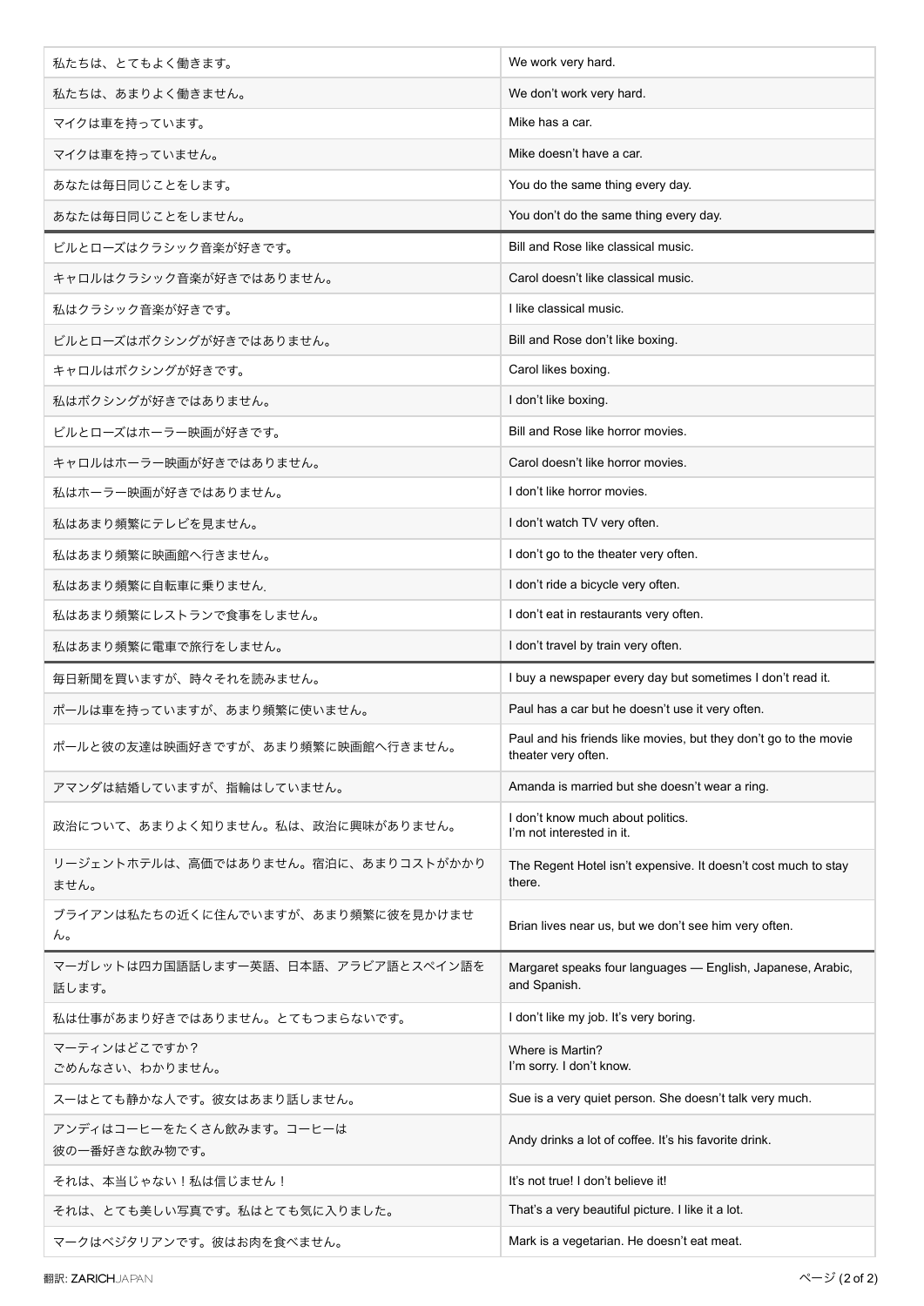| | |
|---|---|
| 私たちは、とてもよく働きます。 | We work very hard. |
| 私たちは、あまりよく働きません。 | We don't work very hard. |
| マイクは車を持っています。 | Mike has a car. |
| マイクは車を持っていません。 | Mike doesn't have a car. |
| あなたは毎日同じことをします。 | You do the same thing every day. |
| あなたは毎日同じことをしません。 | You don't do the same thing every day. |
| ビルとローズはクラシック音楽が好きです。 | Bill and Rose like classical music. |
| キャロルはクラシック音楽が好きではありません。 | Carol doesn't like classical music. |
| 私はクラシック音楽が好きです。 | I like classical music. |
| ビルとローズはボクシングが好きではありません。 | Bill and Rose don't like boxing. |
| キャロルはボクシングが好きです。 | Carol likes boxing. |
| 私はボクシングが好きではありません。 | I don't like boxing. |
| ビルとローズはホーラー映画が好きです。 | Bill and Rose like horror movies. |
| キャロルはホーラー映画が好きではありません。 | Carol doesn't like horror movies. |
| 私はホーラー映画が好きではありません。 | I don't like horror movies. |
| 私はあまり頻繁にテレビを見ません。 | I don't watch TV very often. |
| 私はあまり頻繁に映画館へ行きません。 | I don't go to the theater very often. |
| 私はあまり頻繁に自転車に乗りません. | I don't ride a bicycle very often. |
| 私はあまり頻繁にレストランで食事をしません。 | I don't eat in restaurants very often. |
| 私はあまり頻繁に電車で旅行をしません。 | I don't travel by train very often. |
| 毎日新聞を買いますが、時々それを読みません。 | I buy a newspaper every day but sometimes I don't read it. |
| ポールは車を持っていますが、あまり頻繁に使いません。 | Paul has a car but he doesn't use it very often. |
| ポールと彼の友達は映画好きですが、あまり頻繁に映画館へ行きません。 | Paul and his friends like movies, but they don't go to the movie theater very often. |
| アマンダは結婚していますが、指輪はしていません。 | Amanda is married but she doesn't wear a ring. |
| 政治について、あまりよく知りません。私は、政治に興味がありません。 | I don't know much about politics.<br>I'm not interested in it. |
| リージェントホテルは、高価ではありません。宿泊に、あまりコストがかかりません。 | The Regent Hotel isn't expensive. It doesn't cost much to stay there. |
| ブライアンは私たちの近くに住んでいますが、あまり頻繁に彼を見かけません。 | Brian lives near us, but we don't see him very often. |
| マーガレットは四カ国語話します—英語、日本語、アラビア語とスペイン語を話します。 | Margaret speaks four languages — English, Japanese, Arabic, and Spanish. |
| 私は仕事があまり好きではありません。とてもつまらないです。 | I don't like my job. It's very boring. |
| マーティンはどこですか？<br>ごめんなさい、わかりません。 | Where is Martin?<br>I'm sorry. I don't know. |
| スーはとても静かな人です。彼女はあまり話しません。 | Sue is a very quiet person. She doesn't talk very much. |
| アンディはコーヒーをたくさん飲みます。コーヒーは<br>彼の一番好きな飲み物です。 | Andy drinks a lot of coffee. It's his favorite drink. |
| それは、本当じゃない！私は信じません！ | It's not true! I don't believe it! |
| それは、とても美しい写真です。私はとても気に入りました。 | That's a very beautiful picture. I like it a lot. |
| マークはベジタリアンです。彼はお肉を食べません。 | Mark is a vegetarian. He doesn't eat meat. |

翻訳: ZARICHJAPAN